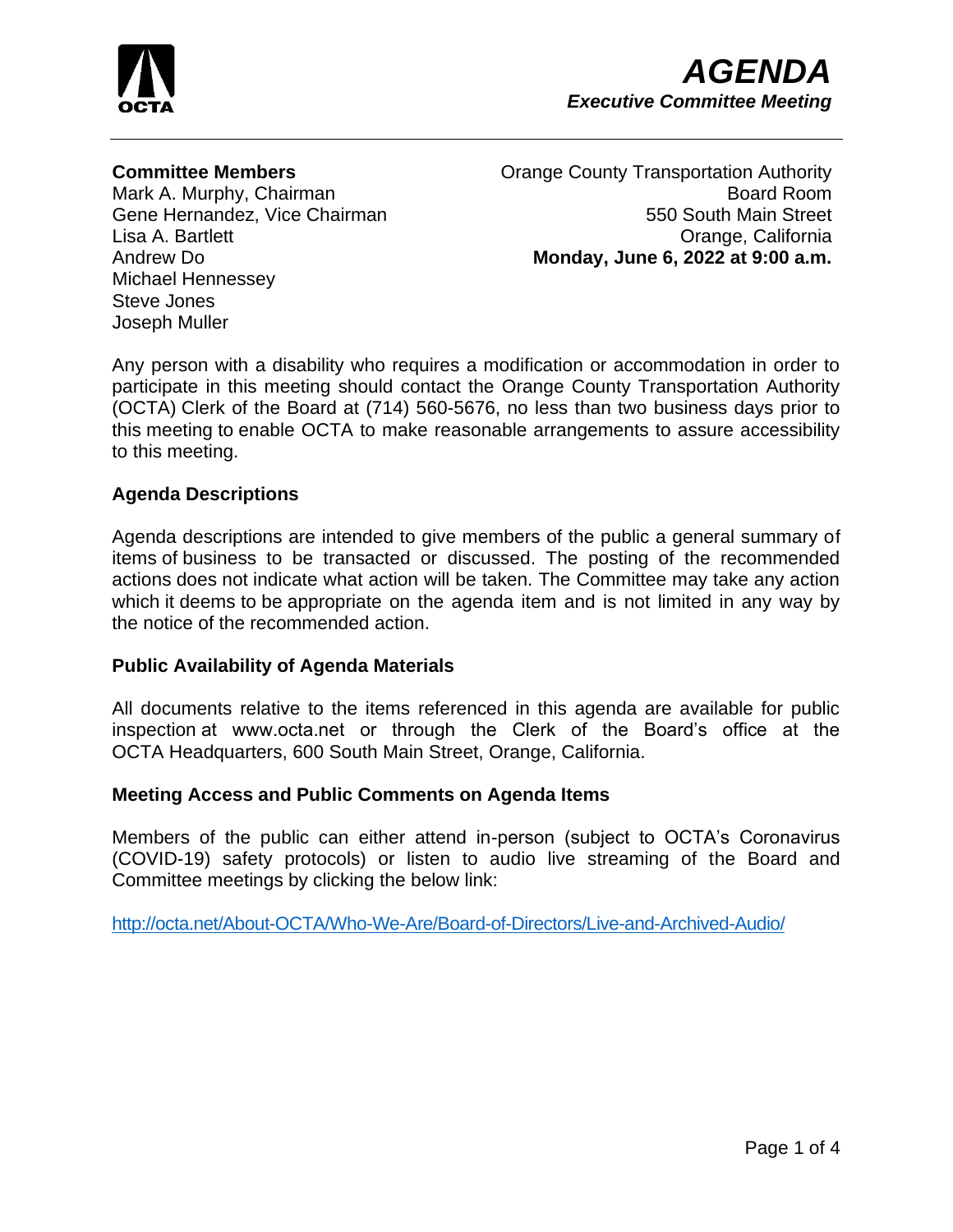# AGENDA

***Executive Committee Meeting***

**Committee Members**
Mark A. Murphy, Chairman
Gene Hernandez, Vice Chairman
Lisa A. Bartlett
Andrew Do
Michael Hennessey
Steve Jones
Joseph Muller

Orange County Transportation Authority
Board Room
550 South Main Street
Orange, California
**Monday, June 6, 2022 at 9:00 a.m.**

Any person with a disability who requires a modification or accommodation in order to participate in this meeting should contact the Orange County Transportation Authority (OCTA) Clerk of the Board at (714) 560-5676, no less than two business days prior to this meeting to enable OCTA to make reasonable arrangements to assure accessibility to this meeting.

### Agenda Descriptions

Agenda descriptions are intended to give members of the public a general summary of items of business to be transacted or discussed. The posting of the recommended actions does not indicate what action will be taken. The Committee may take any action which it deems to be appropriate on the agenda item and is not limited in any way by the notice of the recommended action.

### Public Availability of Agenda Materials

All documents relative to the items referenced in this agenda are available for public inspection at www.octa.net or through the Clerk of the Board's office at the OCTA Headquarters, 600 South Main Street, Orange, California.

### Meeting Access and Public Comments on Agenda Items

Members of the public can either attend in-person (subject to OCTA's Coronavirus (COVID-19) safety protocols) or listen to audio live streaming of the Board and Committee meetings by clicking the below link:

http://octa.net/About-OCTA/Who-We-Are/Board-of-Directors/Live-and-Archived-Audio/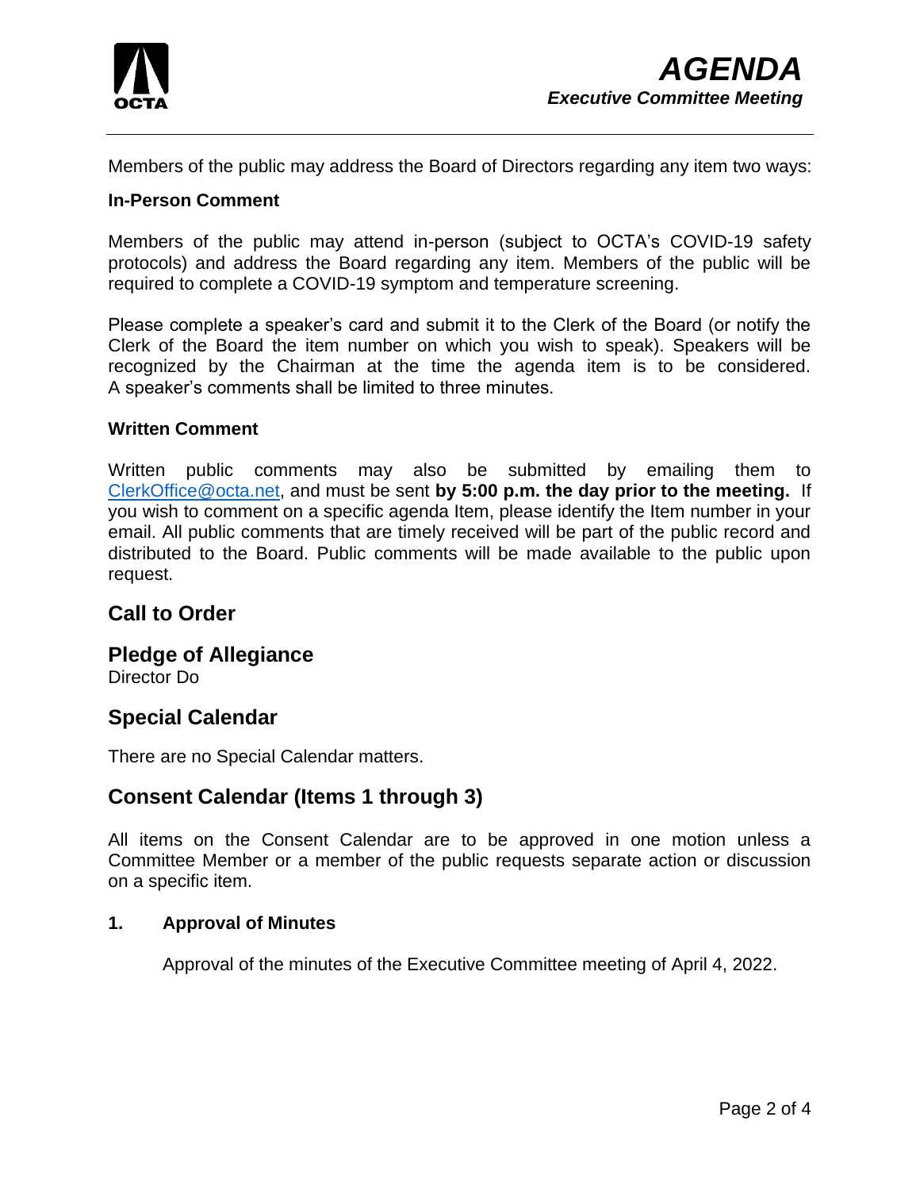Members of the public may address the Board of Directors regarding any item two ways:

**In-Person Comment**

Members of the public may attend in-person (subject to OCTA's COVID-19 safety protocols) and address the Board regarding any item. Members of the public will be required to complete a COVID-19 symptom and temperature screening.

Please complete a speaker's card and submit it to the Clerk of the Board (or notify the Clerk of the Board the item number on which you wish to speak). Speakers will be recognized by the Chairman at the time the agenda item is to be considered. A speaker's comments shall be limited to three minutes.

**Written Comment**

Written public comments may also be submitted by emailing them to ClerkOffice@octa.net, and must be sent **by 5:00 p.m. the day prior to the meeting.** If you wish to comment on a specific agenda Item, please identify the Item number in your email. All public comments that are timely received will be part of the public record and distributed to the Board. Public comments will be made available to the public upon request.

## Call to Order

## Pledge of Allegiance

Director Do

## Special Calendar

There are no Special Calendar matters.

## Consent Calendar (Items 1 through 3)

All items on the Consent Calendar are to be approved in one motion unless a Committee Member or a member of the public requests separate action or discussion on a specific item.

**1. Approval of Minutes**

Approval of the minutes of the Executive Committee meeting of April 4, 2022.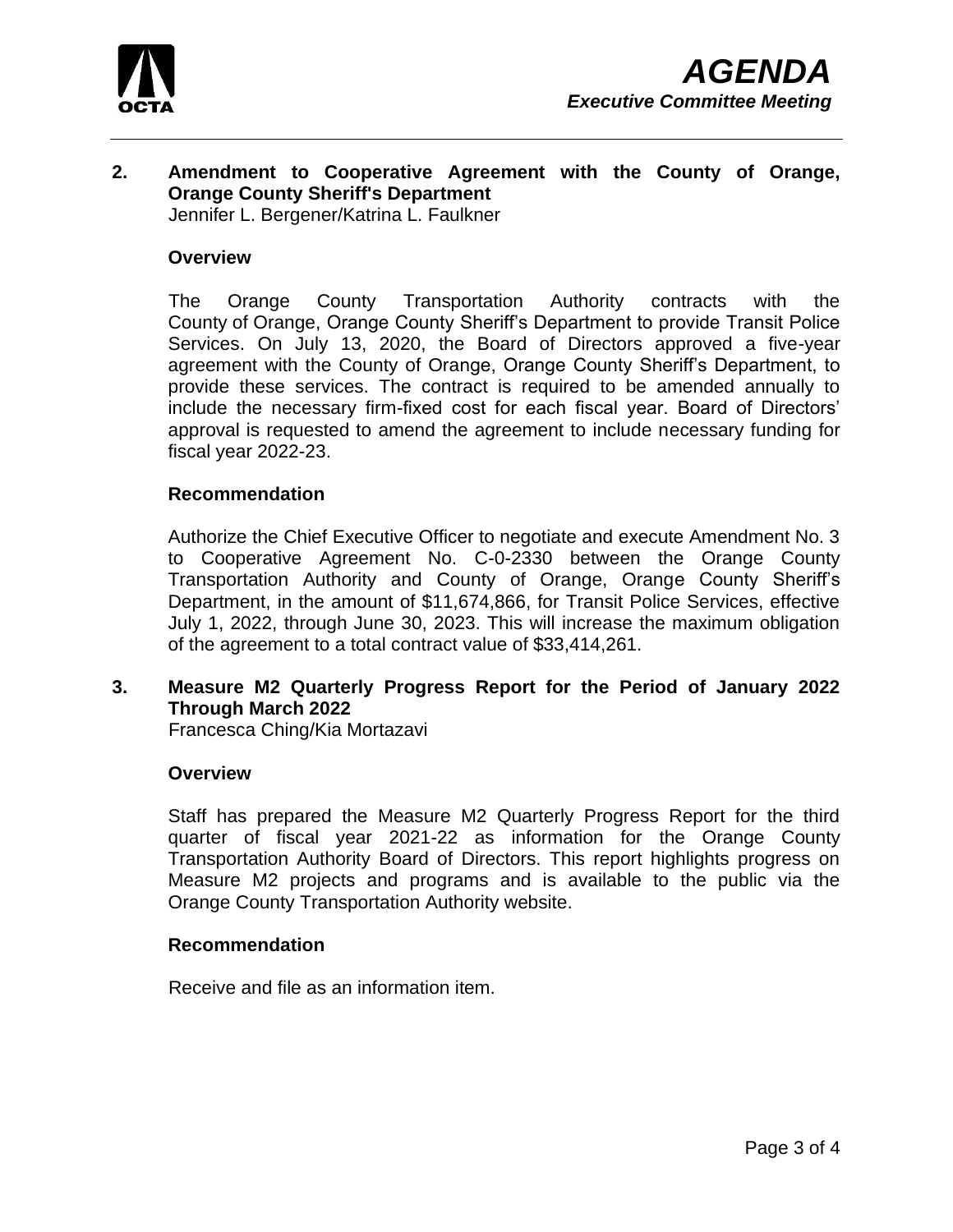**2. Amendment to Cooperative Agreement with the County of Orange, Orange County Sheriff's Department**
Jennifer L. Bergener/Katrina L. Faulkner

**Overview**

The Orange County Transportation Authority contracts with the County of Orange, Orange County Sheriff's Department to provide Transit Police Services. On July 13, 2020, the Board of Directors approved a five-year agreement with the County of Orange, Orange County Sheriff's Department, to provide these services. The contract is required to be amended annually to include the necessary firm-fixed cost for each fiscal year. Board of Directors' approval is requested to amend the agreement to include necessary funding for fiscal year 2022-23.

**Recommendation**

Authorize the Chief Executive Officer to negotiate and execute Amendment No. 3 to Cooperative Agreement No. C-0-2330 between the Orange County Transportation Authority and County of Orange, Orange County Sheriff's Department, in the amount of $11,674,866, for Transit Police Services, effective July 1, 2022, through June 30, 2023. This will increase the maximum obligation of the agreement to a total contract value of $33,414,261.

**3. Measure M2 Quarterly Progress Report for the Period of January 2022 Through March 2022**
Francesca Ching/Kia Mortazavi

**Overview**

Staff has prepared the Measure M2 Quarterly Progress Report for the third quarter of fiscal year 2021-22 as information for the Orange County Transportation Authority Board of Directors. This report highlights progress on Measure M2 projects and programs and is available to the public via the Orange County Transportation Authority website.

**Recommendation**

Receive and file as an information item.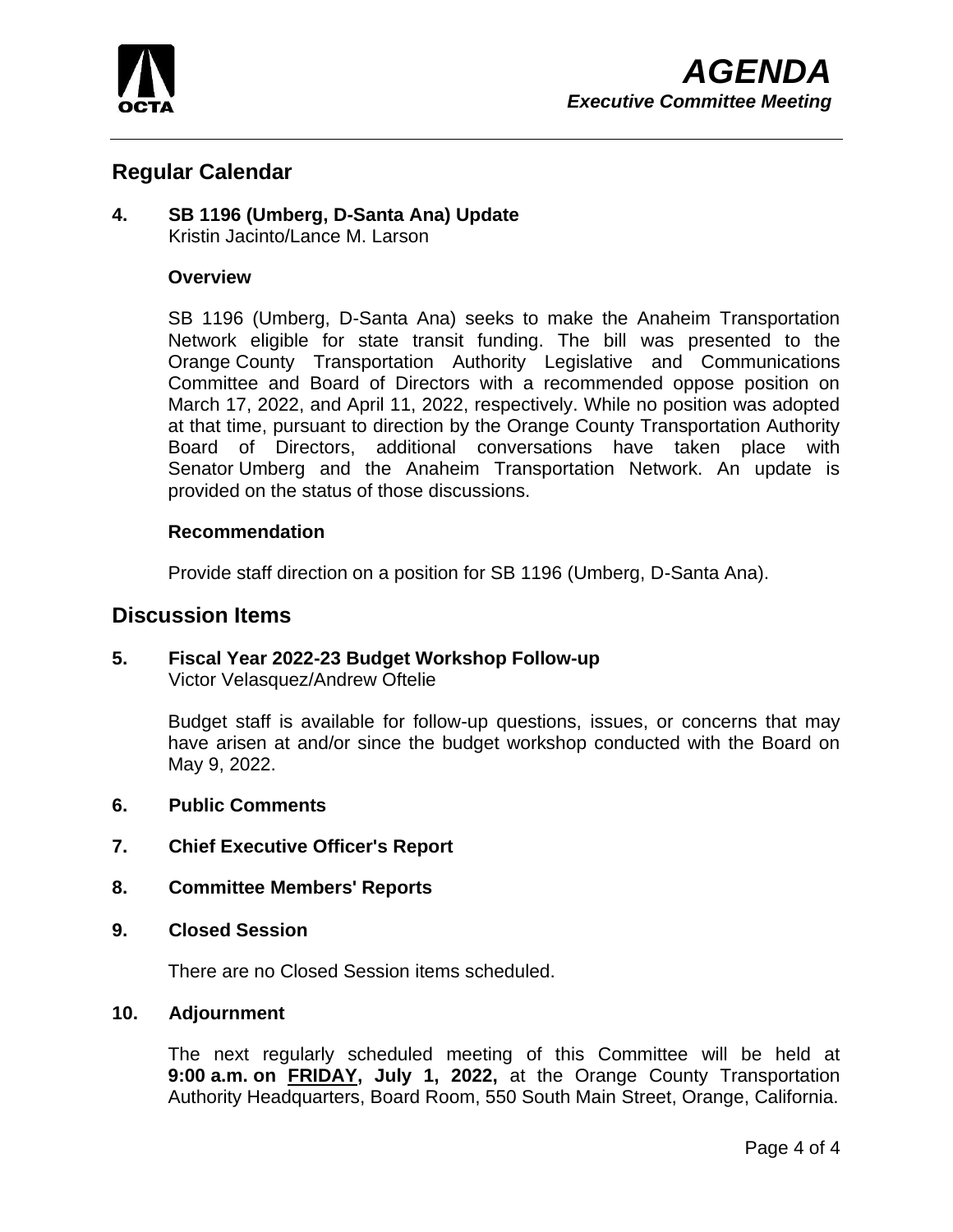## Regular Calendar

**4. SB 1196 (Umberg, D-Santa Ana) Update**
Kristin Jacinto/Lance M. Larson

**Overview**

SB 1196 (Umberg, D-Santa Ana) seeks to make the Anaheim Transportation Network eligible for state transit funding. The bill was presented to the Orange County Transportation Authority Legislative and Communications Committee and Board of Directors with a recommended oppose position on March 17, 2022, and April 11, 2022, respectively. While no position was adopted at that time, pursuant to direction by the Orange County Transportation Authority Board of Directors, additional conversations have taken place with Senator Umberg and the Anaheim Transportation Network. An update is provided on the status of those discussions.

**Recommendation**

Provide staff direction on a position for SB 1196 (Umberg, D-Santa Ana).

## Discussion Items

**5. Fiscal Year 2022-23 Budget Workshop Follow-up**
Victor Velasquez/Andrew Oftelie

Budget staff is available for follow-up questions, issues, or concerns that may have arisen at and/or since the budget workshop conducted with the Board on May 9, 2022.

**6. Public Comments**

**7. Chief Executive Officer's Report**

**8. Committee Members' Reports**

**9. Closed Session**

There are no Closed Session items scheduled.

**10. Adjournment**

The next regularly scheduled meeting of this Committee will be held at **9:00 a.m. on FRIDAY, July 1, 2022,** at the Orange County Transportation Authority Headquarters, Board Room, 550 South Main Street, Orange, California.